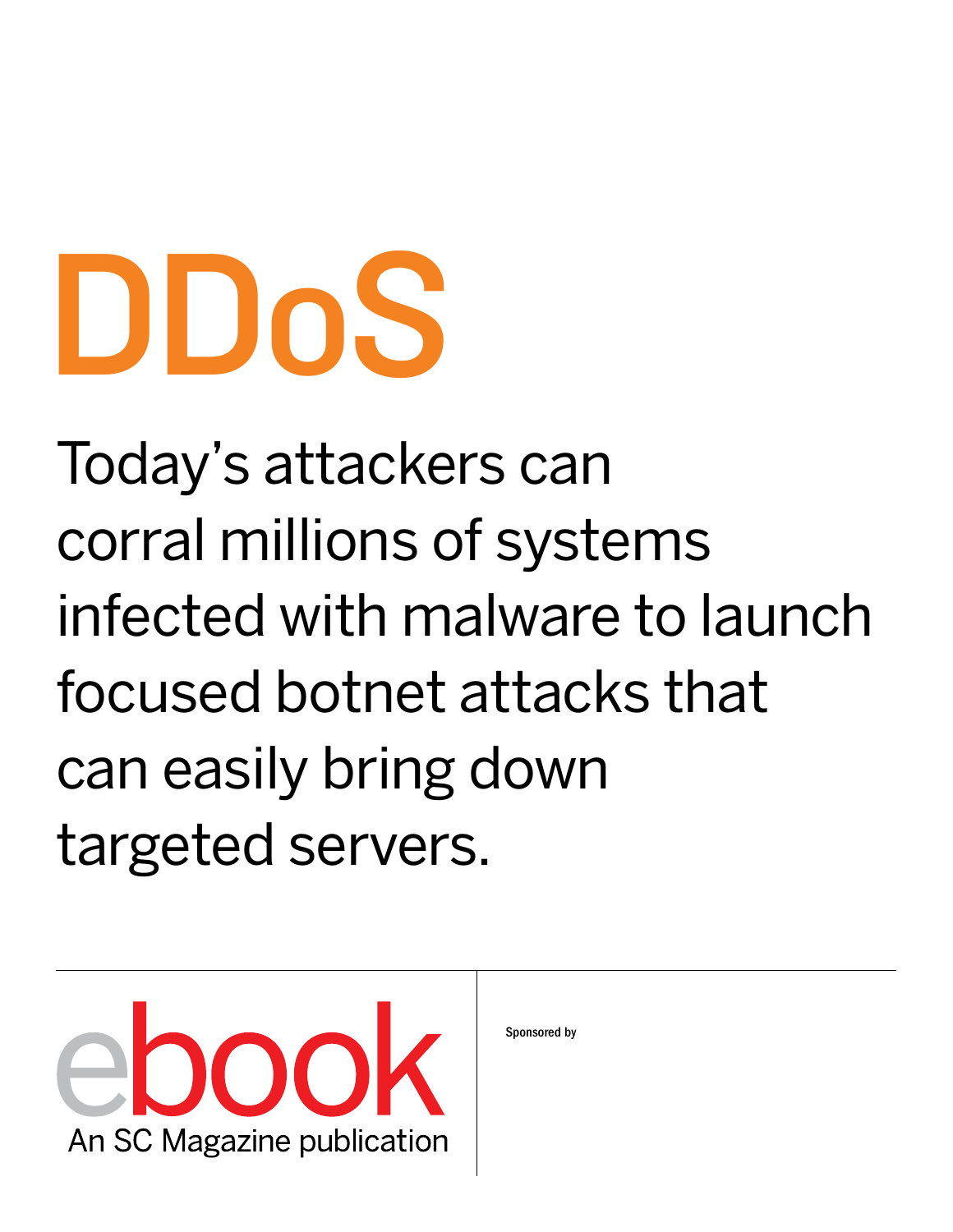# DDoS

Today's attackers can corral millions of systems infected with malware to launch focused botnet attacks that can easily bring down targeted servers.

ebook

An SC Magazine publication

Sponsored by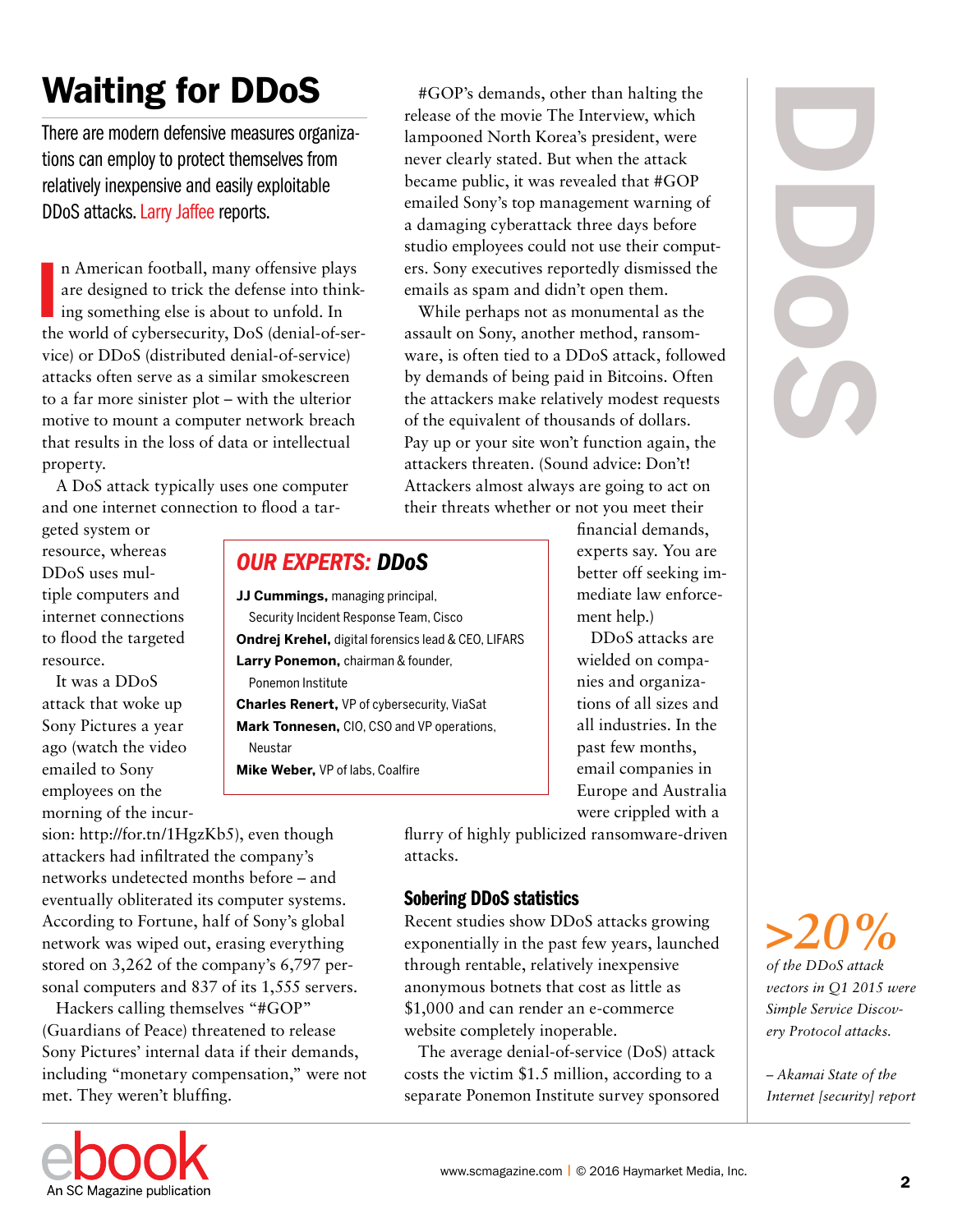# Waiting for DDoS

There are modern defensive measures organizations can employ to protect themselves from relatively inexpensive and easily exploitable DDoS attacks. Larry Jaffee reports.

In American football, many offensive plays are designed to trick the defense into thinking something else is about to unfold. In the world of cybersecurity, DoS (denial-of-service) or DDoS (distributed denial-of-service) attacks often serve as a similar smokescreen to a far more sinister plot – with the ulterior motive to mount a computer network breach that results in the loss of data or intellectual property.

A DoS attack typically uses one computer and one internet connection to flood a targeted system or resource, whereas DDoS uses multiple computers and internet connections to flood the targeted resource.

It was a DDoS attack that woke up Sony Pictures a year ago (watch the video emailed to Sony employees on the morning of the incursion: http://for.tn/1HgzKb5), even though attackers had infiltrated the company's networks undetected months before – and eventually obliterated its computer systems. According to Fortune, half of Sony's global network was wiped out, erasing everything stored on 3,262 of the company's 6,797 personal computers and 837 of its 1,555 servers.

Hackers calling themselves "#GOP" (Guardians of Peace) threatened to release Sony Pictures' internal data if their demands, including "monetary compensation," were not met. They weren't bluffing.

#GOP's demands, other than halting the release of the movie The Interview, which lampooned North Korea's president, were never clearly stated. But when the attack became public, it was revealed that #GOP emailed Sony's top management warning of a damaging cyberattack three days before studio employees could not use their computers. Sony executives reportedly dismissed the emails as spam and didn't open them.

While perhaps not as monumental as the assault on Sony, another method, ransomware, is often tied to a DDoS attack, followed by demands of being paid in Bitcoins. Often the attackers make relatively modest requests of the equivalent of thousands of dollars. Pay up or your site won't function again, the attackers threaten. (Sound advice: Don't! Attackers almost always are going to act on their threats whether or not you meet their financial demands, experts say. You are better off seeking immediate law enforcement help.)

DDoS attacks are wielded on companies and organizations of all sizes and all industries. In the past few months, email companies in Europe and Australia were crippled with a flurry of highly publicized ransomware-driven attacks.

> **OUR EXPERTS: DDoS**
>
> **JJ Cummings,** managing principal, Security Incident Response Team, Cisco
> **Ondrej Krehel,** digital forensics lead & CEO, LIFARS
> **Larry Ponemon,** chairman & founder, Ponemon Institute
> **Charles Renert,** VP of cybersecurity, ViaSat
> **Mark Tonnesen,** CIO, CSO and VP operations, Neustar
> **Mike Weber,** VP of labs, Coalfire

## Sobering DDoS statistics

Recent studies show DDoS attacks growing exponentially in the past few years, launched through rentable, relatively inexpensive anonymous botnets that cost as little as $1,000 and can render an e-commerce website completely inoperable.

The average denial-of-service (DoS) attack costs the victim $1.5 million, according to a separate Ponemon Institute survey sponsored

> ***>20%***
>
> *of the DDoS attack vectors in Q1 2015 were Simple Service Discovery Protocol attacks.*
>
> *– Akamai State of the Internet [security] report*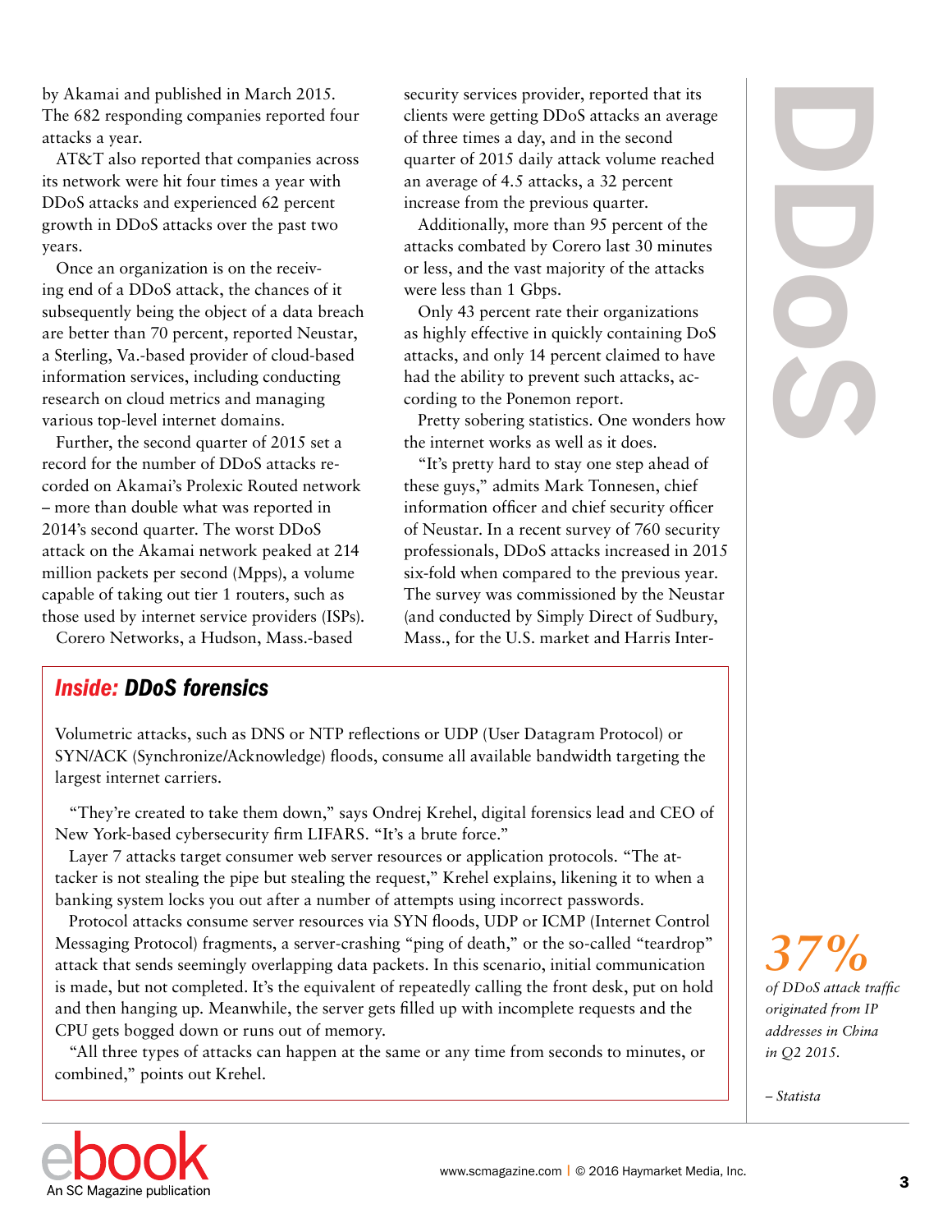by Akamai and published in March 2015. The 682 responding companies reported four attacks a year.

AT&T also reported that companies across its network were hit four times a year with DDoS attacks and experienced 62 percent growth in DDoS attacks over the past two years.

Once an organization is on the receiving end of a DDoS attack, the chances of it subsequently being the object of a data breach are better than 70 percent, reported Neustar, a Sterling, Va.-based provider of cloud-based information services, including conducting research on cloud metrics and managing various top-level internet domains.

Further, the second quarter of 2015 set a record for the number of DDoS attacks recorded on Akamai's Prolexic Routed network – more than double what was reported in 2014's second quarter. The worst DDoS attack on the Akamai network peaked at 214 million packets per second (Mpps), a volume capable of taking out tier 1 routers, such as those used by internet service providers (ISPs).

Corero Networks, a Hudson, Mass.-based security services provider, reported that its clients were getting DDoS attacks an average of three times a day, and in the second quarter of 2015 daily attack volume reached an average of 4.5 attacks, a 32 percent increase from the previous quarter.

Additionally, more than 95 percent of the attacks combated by Corero last 30 minutes or less, and the vast majority of the attacks were less than 1 Gbps.

Only 43 percent rate their organizations as highly effective in quickly containing DoS attacks, and only 14 percent claimed to have had the ability to prevent such attacks, according to the Ponemon report.

Pretty sobering statistics. One wonders how the internet works as well as it does.

"It's pretty hard to stay one step ahead of these guys," admits Mark Tonnesen, chief information officer and chief security officer of Neustar. In a recent survey of 760 security professionals, DDoS attacks increased in 2015 six-fold when compared to the previous year. The survey was commissioned by the Neustar (and conducted by Simply Direct of Sudbury, Mass., for the U.S. market and Harris Inter-

## *Inside:* *DDoS forensics*

Volumetric attacks, such as DNS or NTP reflections or UDP (User Datagram Protocol) or SYN/ACK (Synchronize/Acknowledge) floods, consume all available bandwidth targeting the largest internet carriers.

"They're created to take them down," says Ondrej Krehel, digital forensics lead and CEO of New York-based cybersecurity firm LIFARS. "It's a brute force."

Layer 7 attacks target consumer web server resources or application protocols. "The attacker is not stealing the pipe but stealing the request," Krehel explains, likening it to when a banking system locks you out after a number of attempts using incorrect passwords.

Protocol attacks consume server resources via SYN floods, UDP or ICMP (Internet Control Messaging Protocol) fragments, a server-crashing "ping of death," or the so-called "teardrop" attack that sends seemingly overlapping data packets. In this scenario, initial communication is made, but not completed. It's the equivalent of repeatedly calling the front desk, put on hold and then hanging up. Meanwhile, the server gets filled up with incomplete requests and the CPU gets bogged down or runs out of memory.

"All three types of attacks can happen at the same or any time from seconds to minutes, or combined," points out Krehel.

***37%***

*of DDoS attack traffic originated from IP addresses in China in Q2 2015.*

*– Statista*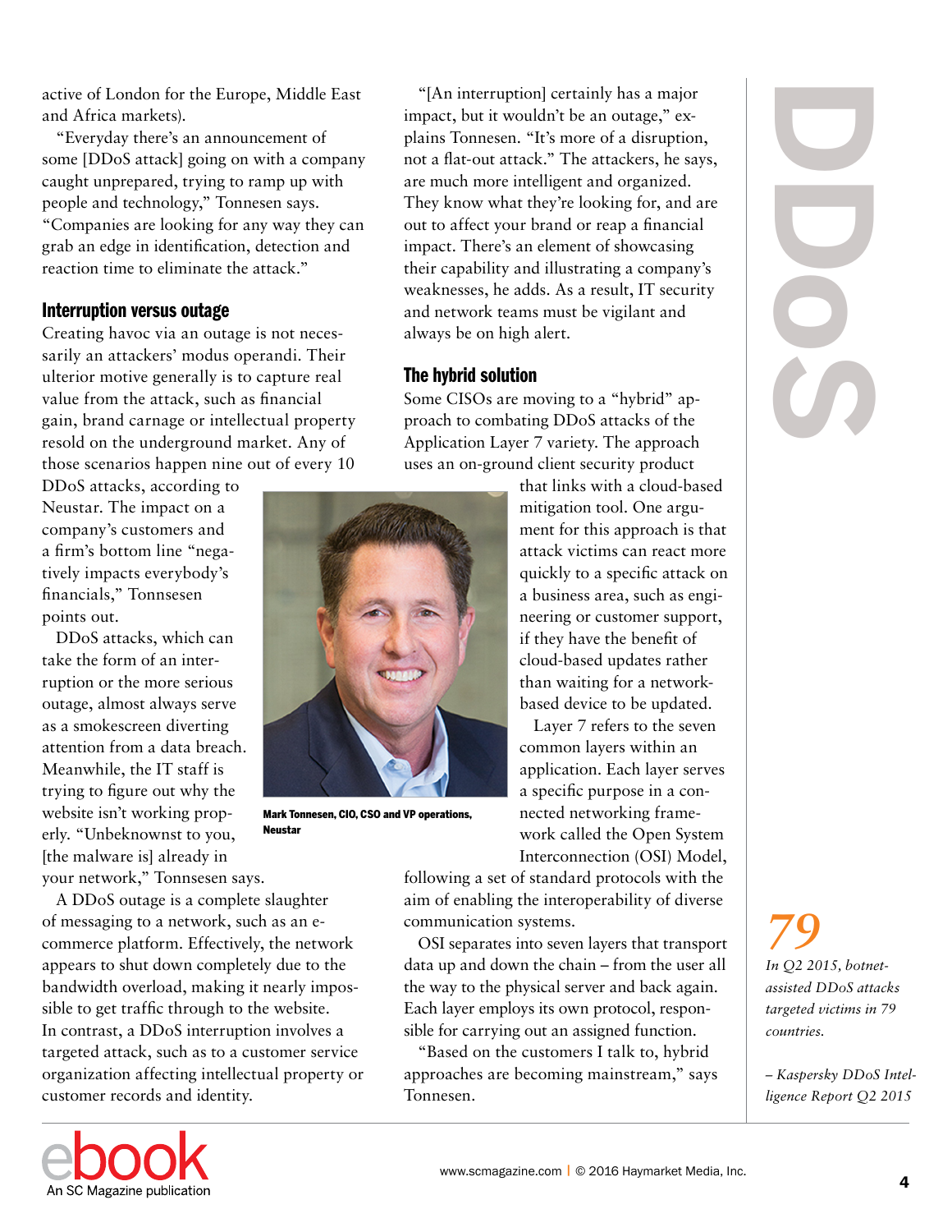active of London for the Europe, Middle East and Africa markets).

"Everyday there's an announcement of some [DDoS attack] going on with a company caught unprepared, trying to ramp up with people and technology," Tonnesen says. "Companies are looking for any way they can grab an edge in identification, detection and reaction time to eliminate the attack."

## Interruption versus outage

Creating havoc via an outage is not necessarily an attackers' modus operandi. Their ulterior motive generally is to capture real value from the attack, such as financial gain, brand carnage or intellectual property resold on the underground market. Any of those scenarios happen nine out of every 10 DDoS attacks, according to Neustar. The impact on a company's customers and a firm's bottom line "negatively impacts everybody's financials," Tonnsesen points out.

DDoS attacks, which can take the form of an interruption or the more serious outage, almost always serve as a smokescreen diverting attention from a data breach. Meanwhile, the IT staff is trying to figure out why the website isn't working properly. "Unbeknownst to you, [the malware is] already in your network," Tonnsesen says.

Mark Tonnesen, CIO, CSO and VP operations, Neustar

A DDoS outage is a complete slaughter of messaging to a network, such as an e-commerce platform. Effectively, the network appears to shut down completely due to the bandwidth overload, making it nearly impossible to get traffic through to the website. In contrast, a DDoS interruption involves a targeted attack, such as to a customer service organization affecting intellectual property or customer records and identity.

"[An interruption] certainly has a major impact, but it wouldn't be an outage," explains Tonnesen. "It's more of a disruption, not a flat-out attack." The attackers, he says, are much more intelligent and organized. They know what they're looking for, and are out to affect your brand or reap a financial impact. There's an element of showcasing their capability and illustrating a company's weaknesses, he adds. As a result, IT security and network teams must be vigilant and always be on high alert.

## The hybrid solution

Some CISOs are moving to a "hybrid" approach to combating DDoS attacks of the Application Layer 7 variety. The approach uses an on-ground client security product that links with a cloud-based mitigation tool. One argument for this approach is that attack victims can react more quickly to a specific attack on a business area, such as engineering or customer support, if they have the benefit of cloud-based updates rather than waiting for a network-based device to be updated.

Layer 7 refers to the seven common layers within an application. Each layer serves a specific purpose in a connected networking framework called the Open System Interconnection (OSI) Model, following a set of standard protocols with the aim of enabling the interoperability of diverse communication systems.

OSI separates into seven layers that transport data up and down the chain – from the user all the way to the physical server and back again. Each layer employs its own protocol, responsible for carrying out an assigned function.

"Based on the customers I talk to, hybrid approaches are becoming mainstream," says Tonnesen.

**79**

*In Q2 2015, botnet-assisted DDoS attacks targeted victims in 79 countries.*

*– Kaspersky DDoS Intelligence Report Q2 2015*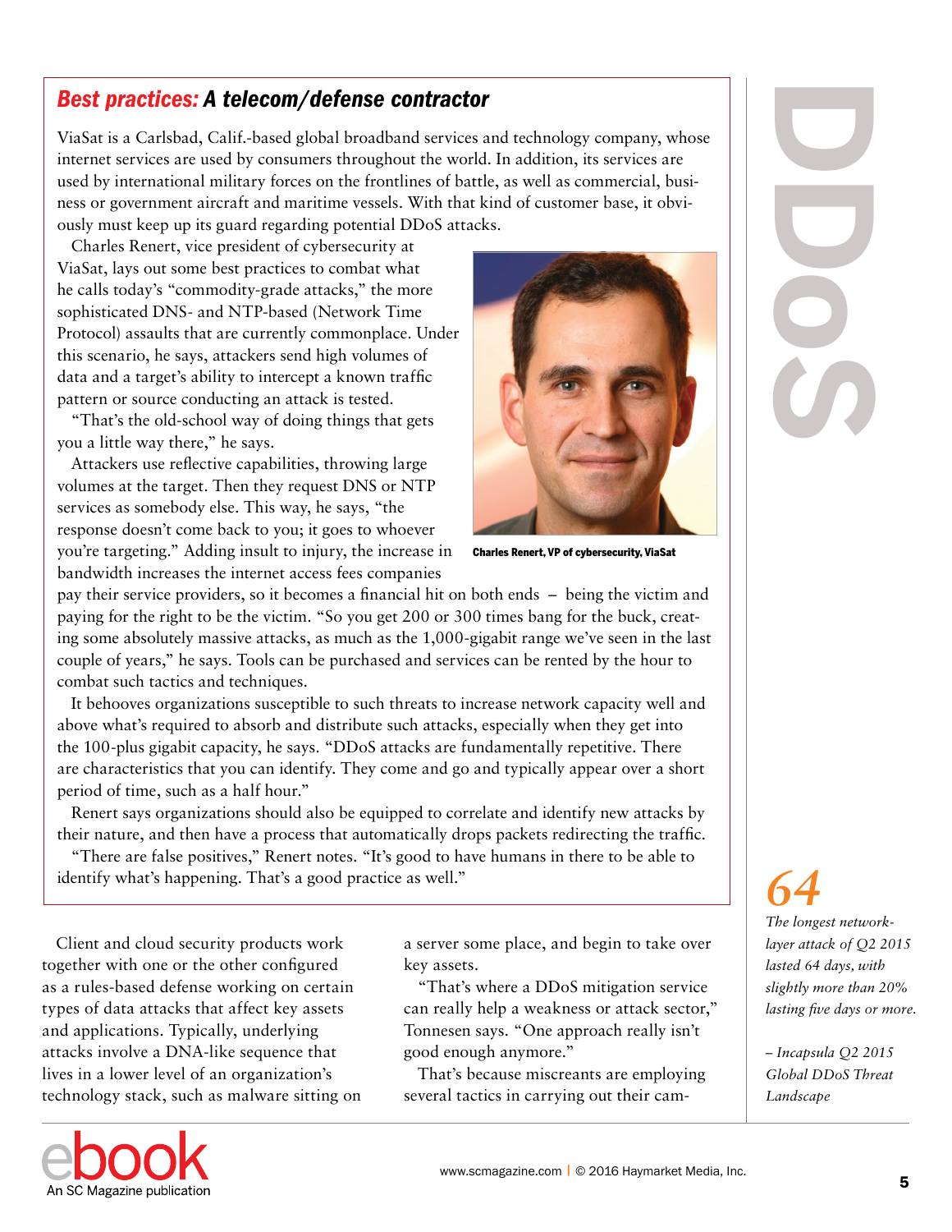## *Best practices:* A telecom/defense contractor

ViaSat is a Carlsbad, Calif.-based global broadband services and technology company, whose internet services are used by consumers throughout the world. In addition, its services are used by international military forces on the frontlines of battle, as well as commercial, business or government aircraft and maritime vessels. With that kind of customer base, it obviously must keep up its guard regarding potential DDoS attacks.

Charles Renert, vice president of cybersecurity at ViaSat, lays out some best practices to combat what he calls today's "commodity-grade attacks," the more sophisticated DNS- and NTP-based (Network Time Protocol) assaults that are currently commonplace. Under this scenario, he says, attackers send high volumes of data and a target's ability to intercept a known traffic pattern or source conducting an attack is tested.

"That's the old-school way of doing things that gets you a little way there," he says.

Attackers use reflective capabilities, throwing large volumes at the target. Then they request DNS or NTP services as somebody else. This way, he says, "the response doesn't come back to you; it goes to whoever you're targeting." Adding insult to injury, the increase in bandwidth increases the internet access fees companies pay their service providers, so it becomes a financial hit on both ends – being the victim and paying for the right to be the victim. "So you get 200 or 300 times bang for the buck, creating some absolutely massive attacks, as much as the 1,000-gigabit range we've seen in the last couple of years," he says. Tools can be purchased and services can be rented by the hour to combat such tactics and techniques.

Charles Renert, VP of cybersecurity, ViaSat

It behooves organizations susceptible to such threats to increase network capacity well and above what's required to absorb and distribute such attacks, especially when they get into the 100-plus gigabit capacity, he says. "DDoS attacks are fundamentally repetitive. There are characteristics that you can identify. They come and go and typically appear over a short period of time, such as a half hour."

Renert says organizations should also be equipped to correlate and identify new attacks by their nature, and then have a process that automatically drops packets redirecting the traffic.

"There are false positives," Renert notes. "It's good to have humans in there to be able to identify what's happening. That's a good practice as well."

---

Client and cloud security products work together with one or the other configured as a rules-based defense working on certain types of data attacks that affect key assets and applications. Typically, underlying attacks involve a DNA-like sequence that lives in a lower level of an organization's technology stack, such as malware sitting on a server some place, and begin to take over key assets.

"That's where a DDoS mitigation service can really help a weakness or attack sector," Tonnesen says. "One approach really isn't good enough anymore."

That's because miscreants are employing several tactics in carrying out their cam-

---

**64**

*The longest network-layer attack of Q2 2015 lasted 64 days, with slightly more than 20% lasting five days or more.*

*– Incapsula Q2 2015 Global DDoS Threat Landscape*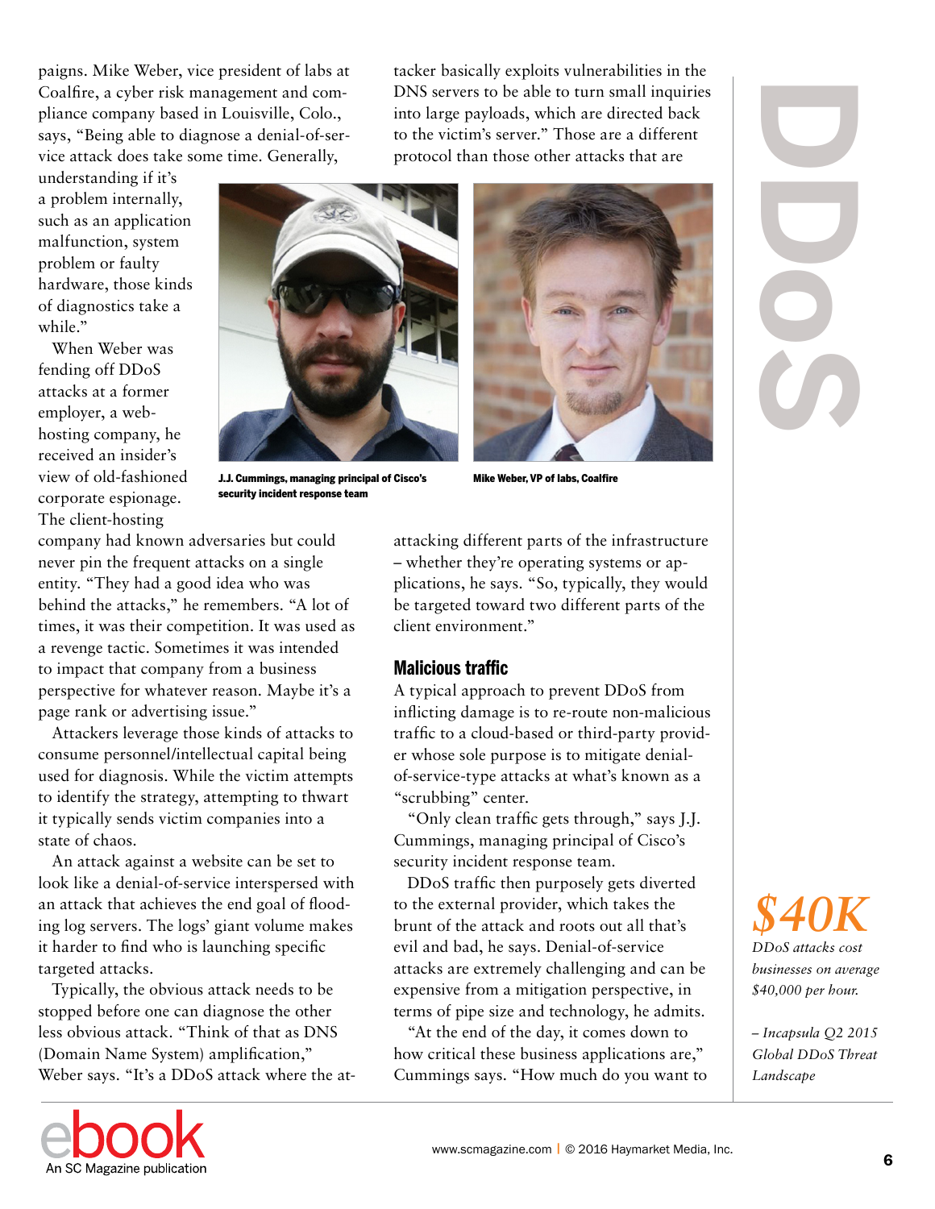paigns. Mike Weber, vice president of labs at Coalfire, a cyber risk management and compliance company based in Louisville, Colo., says, "Being able to diagnose a denial-of-service attack does take some time. Generally, understanding if it's a problem internally, such as an application malfunction, system problem or faulty hardware, those kinds of diagnostics take a while."

When Weber was fending off DDoS attacks at a former employer, a web-hosting company, he received an insider's view of old-fashioned corporate espionage. The client-hosting company had known adversaries but could never pin the frequent attacks on a single entity. "They had a good idea who was behind the attacks," he remembers. "A lot of times, it was their competition. It was used as a revenge tactic. Sometimes it was intended to impact that company from a business perspective for whatever reason. Maybe it's a page rank or advertising issue."

Attackers leverage those kinds of attacks to consume personnel/intellectual capital being used for diagnosis. While the victim attempts to identify the strategy, attempting to thwart it typically sends victim companies into a state of chaos.

An attack against a website can be set to look like a denial-of-service interspersed with an attack that achieves the end goal of flooding log servers. The logs' giant volume makes it harder to find who is launching specific targeted attacks.

Typically, the obvious attack needs to be stopped before one can diagnose the other less obvious attack. "Think of that as DNS (Domain Name System) amplification," Weber says. "It's a DDoS attack where the attacker basically exploits vulnerabilities in the DNS servers to be able to turn small inquiries into large payloads, which are directed back to the victim's server." Those are a different protocol than those other attacks that are attacking different parts of the infrastructure – whether they're operating systems or applications, he says. "So, typically, they would be targeted toward two different parts of the client environment."

**J.J. Cummings, managing principal of Cisco's security incident response team**

**Mike Weber, VP of labs, Coalfire**

## Malicious traffic

A typical approach to prevent DDoS from inflicting damage is to re-route non-malicious traffic to a cloud-based or third-party provider whose sole purpose is to mitigate denial-of-service-type attacks at what's known as a "scrubbing" center.

"Only clean traffic gets through," says J.J. Cummings, managing principal of Cisco's security incident response team.

DDoS traffic then purposely gets diverted to the external provider, which takes the brunt of the attack and roots out all that's evil and bad, he says. Denial-of-service attacks are extremely challenging and can be expensive from a mitigation perspective, in terms of pipe size and technology, he admits.

"At the end of the day, it comes down to how critical these business applications are," Cummings says. "How much do you want to

---

*$40K*

*DDoS attacks cost businesses on average $40,000 per hour.*

*– Incapsula Q2 2015 Global DDoS Threat Landscape*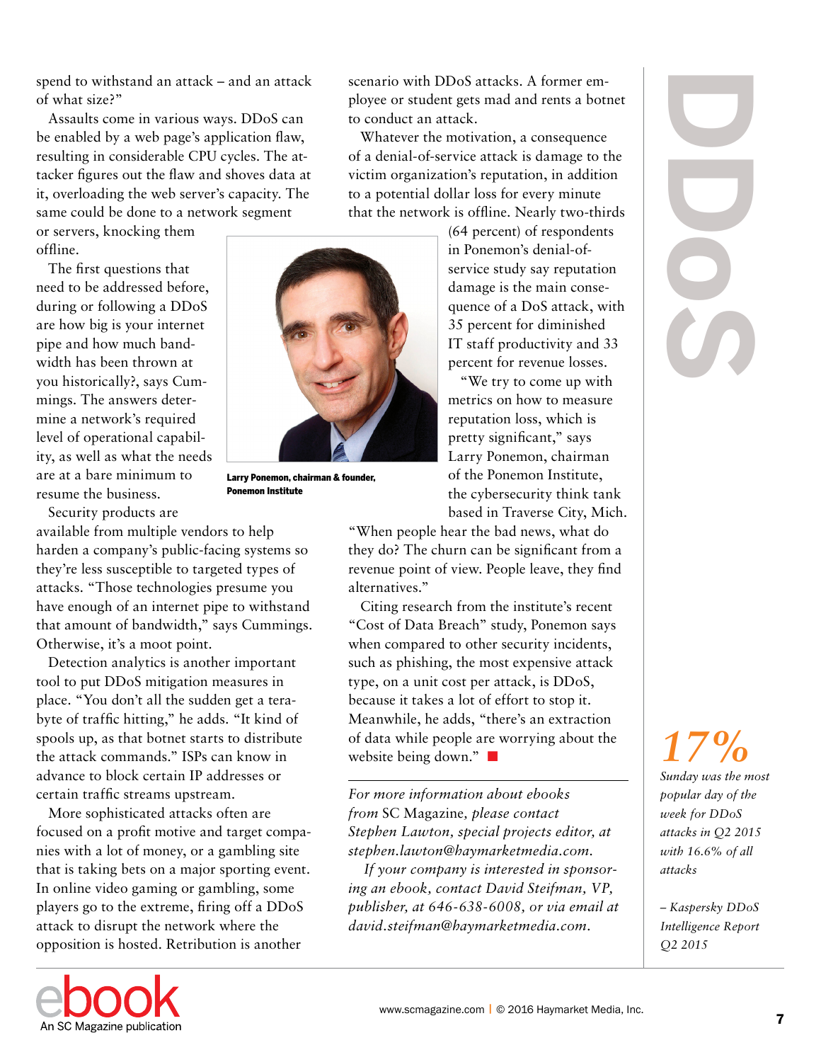spend to withstand an attack – and an attack of what size?"

Assaults come in various ways. DDoS can be enabled by a web page's application flaw, resulting in considerable CPU cycles. The attacker figures out the flaw and shoves data at it, overloading the web server's capacity. The same could be done to a network segment or servers, knocking them offline.

The first questions that need to be addressed before, during or following a DDoS are how big is your internet pipe and how much bandwidth has been thrown at you historically?, says Cummings. The answers determine a network's required level of operational capability, as well as what the needs are at a bare minimum to resume the business.

Larry Ponemon, chairman & founder, Ponemon Institute

Security products are available from multiple vendors to help harden a company's public-facing systems so they're less susceptible to targeted types of attacks. "Those technologies presume you have enough of an internet pipe to withstand that amount of bandwidth," says Cummings. Otherwise, it's a moot point.

Detection analytics is another important tool to put DDoS mitigation measures in place. "You don't all the sudden get a terabyte of traffic hitting," he adds. "It kind of spools up, as that botnet starts to distribute the attack commands." ISPs can know in advance to block certain IP addresses or certain traffic streams upstream.

More sophisticated attacks often are focused on a profit motive and target companies with a lot of money, or a gambling site that is taking bets on a major sporting event. In online video gaming or gambling, some players go to the extreme, firing off a DDoS attack to disrupt the network where the opposition is hosted. Retribution is another scenario with DDoS attacks. A former employee or student gets mad and rents a botnet to conduct an attack.

Whatever the motivation, a consequence of a denial-of-service attack is damage to the victim organization's reputation, in addition to a potential dollar loss for every minute that the network is offline. Nearly two-thirds (64 percent) of respondents in Ponemon's denial-of-service study say reputation damage is the main consequence of a DoS attack, with 35 percent for diminished IT staff productivity and 33 percent for revenue losses.

"We try to come up with metrics on how to measure reputation loss, which is pretty significant," says Larry Ponemon, chairman of the Ponemon Institute, the cybersecurity think tank based in Traverse City, Mich. "When people hear the bad news, what do they do? The churn can be significant from a revenue point of view. People leave, they find alternatives."

Citing research from the institute's recent "Cost of Data Breach" study, Ponemon says when compared to other security incidents, such as phishing, the most expensive attack type, on a unit cost per attack, is DDoS, because it takes a lot of effort to stop it. Meanwhile, he adds, "there's an extraction of data while people are worrying about the website being down." ■

---

*For more information about ebooks from* SC Magazine, *please contact Stephen Lawton, special projects editor, at stephen.lawton@haymarketmedia.com.*

*If your company is interested in sponsoring an ebook, contact David Steifman, VP, publisher, at 646-638-6008, or via email at david.steifman@haymarketmedia.com.*

---

**DDoS**

*17%*

*Sunday was the most popular day of the week for DDoS attacks in Q2 2015 with 16.6% of all attacks*

*– Kaspersky DDoS Intelligence Report Q2 2015*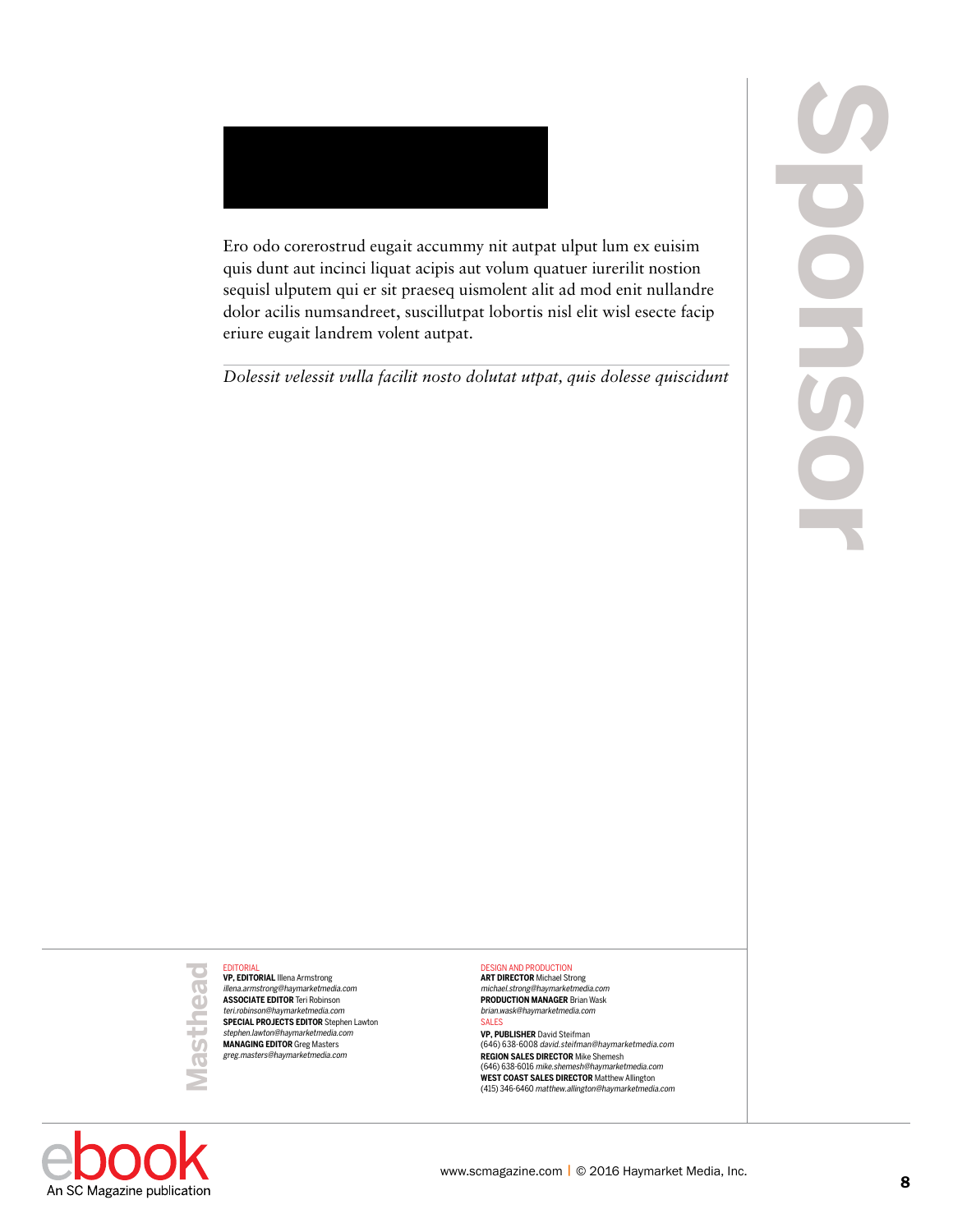# Sponsor

Ero odo corerostrud eugait accummy nit autpat ulput lum ex euisim quis dunt aut incinci liquat acipis aut volum quatuer iurerilit nostion sequisl ulputem qui er sit praeseq uismolent alit ad mod enit nullandre dolor acilis numsandreet, suscillutpat lobortis nisl elit wisl esecte facip eriure eugait landrem volent autpat.

---

*Dolessit velessit vulla facilit nosto dolutat utpat, quis dolesse quiscidunt*

## Masthead

EDITORIAL
**VP, EDITORIAL** Illena Armstrong
*illena.armstrong@haymarketmedia.com*
**ASSOCIATE EDITOR** Teri Robinson
*teri.robinson@haymarketmedia.com*
**SPECIAL PROJECTS EDITOR** Stephen Lawton
*stephen.lawton@haymarketmedia.com*
**MANAGING EDITOR** Greg Masters
*greg.masters@haymarketmedia.com*

DESIGN AND PRODUCTION
**ART DIRECTOR** Michael Strong
*michael.strong@haymarketmedia.com*
**PRODUCTION MANAGER** Brian Wask
*brian.wask@haymarketmedia.com*

SALES
**VP, PUBLISHER** David Steifman
(646) 638-6008 *david.steifman@haymarketmedia.com*
**REGION SALES DIRECTOR** Mike Shemesh
(646) 638-6016 *mike.shemesh@haymarketmedia.com*
**WEST COAST SALES DIRECTOR** Matthew Allington
(415) 346-6460 *matthew.allington@haymarketmedia.com*

ebook
An SC Magazine publication

www.scmagazine.com | © 2016 Haymarket Media, Inc.